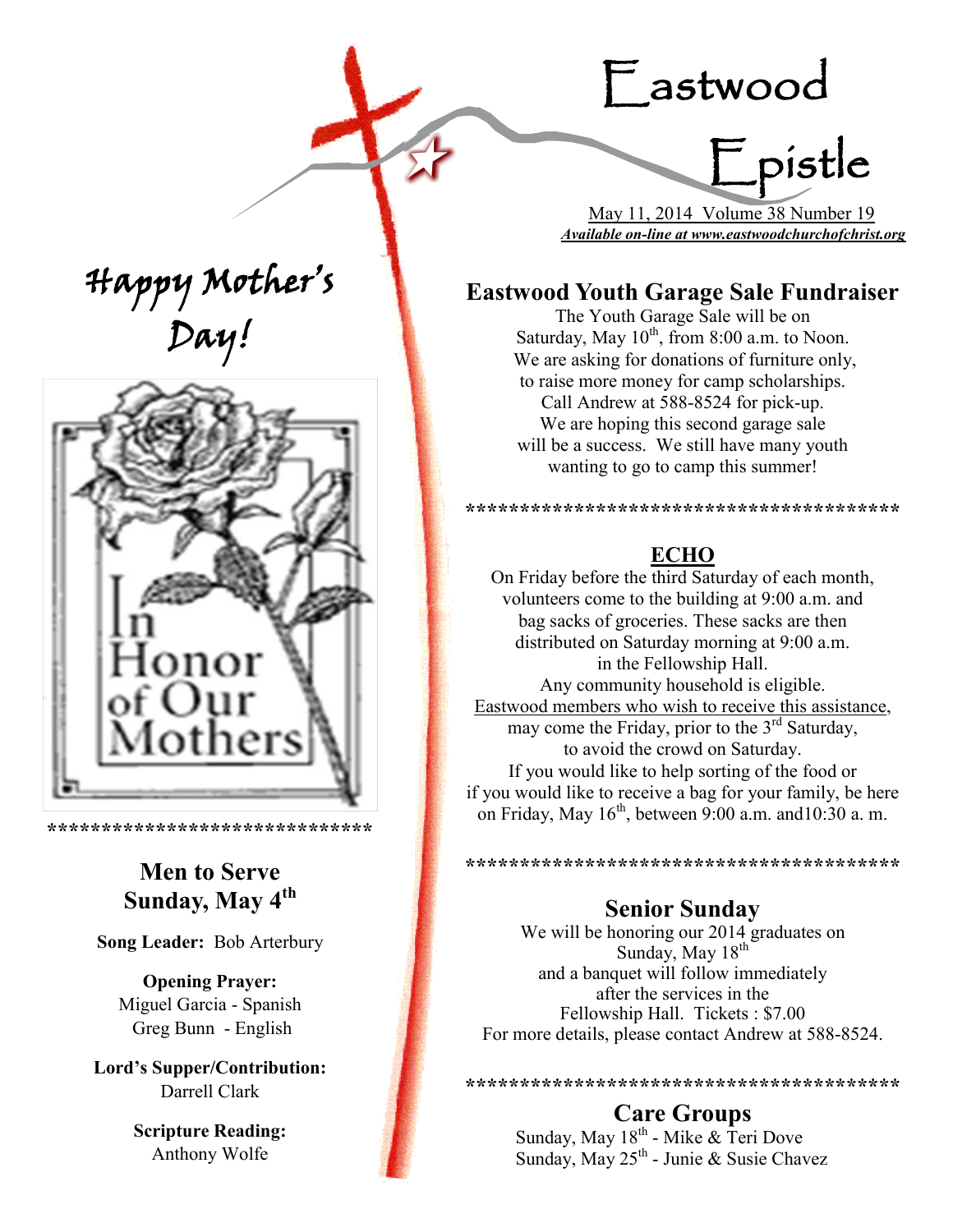# Eastwood Epistle

May 11, 2014 Volume 38 Number 19

***Available on-line at www.eastwoodchurchofchrist.org***

## Happy Mother's Day!

In Honor of Our Mothers

******************************

### Men to Serve Sunday, May 4th

**Song Leader:** Bob Arterbury

**Opening Prayer:**
Miguel Garcia - Spanish
Greg Bunn - English

**Lord's Supper/Contribution:**
Darrell Clark

**Scripture Reading:**
Anthony Wolfe

## Eastwood Youth Garage Sale Fundraiser

The Youth Garage Sale will be on Saturday, May 10th, from 8:00 a.m. to Noon. We are asking for donations of furniture only, to raise more money for camp scholarships. Call Andrew at 588-8524 for pick-up. We are hoping this second garage sale will be a success. We still have many youth wanting to go to camp this summer!

****************************************

### ECHO

On Friday before the third Saturday of each month, volunteers come to the building at 9:00 a.m. and bag sacks of groceries. These sacks are then distributed on Saturday morning at 9:00 a.m. in the Fellowship Hall.
Any community household is eligible.
Eastwood members who wish to receive this assistance, may come the Friday, prior to the 3rd Saturday, to avoid the crowd on Saturday.
If you would like to help sorting of the food or if you would like to receive a bag for your family, be here on Friday, May 16th, between 9:00 a.m. and10:30 a. m.

****************************************

### Senior Sunday

We will be honoring our 2014 graduates on Sunday, May 18th and a banquet will follow immediately after the services in the Fellowship Hall. Tickets : $7.00
For more details, please contact Andrew at 588-8524.

****************************************

### Care Groups

Sunday, May 18th - Mike & Teri Dove
Sunday, May 25th - Junie & Susie Chavez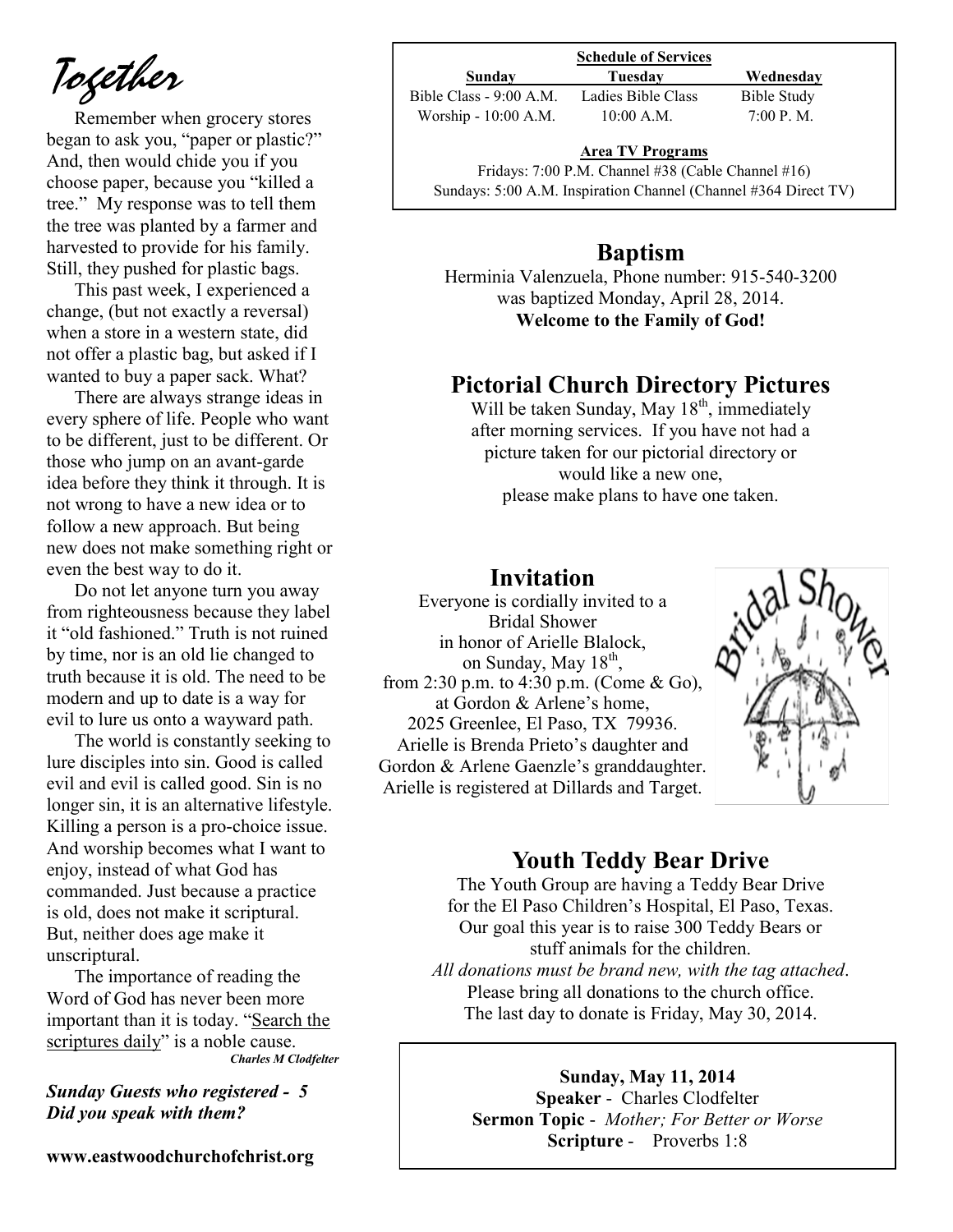# Together

Remember when grocery stores began to ask you, "paper or plastic?" And, then would chide you if you choose paper, because you "killed a tree." My response was to tell them the tree was planted by a farmer and harvested to provide for his family. Still, they pushed for plastic bags.

This past week, I experienced a change, (but not exactly a reversal) when a store in a western state, did not offer a plastic bag, but asked if I wanted to buy a paper sack. What?

There are always strange ideas in every sphere of life. People who want to be different, just to be different. Or those who jump on an avant-garde idea before they think it through. It is not wrong to have a new idea or to follow a new approach. But being new does not make something right or even the best way to do it.

Do not let anyone turn you away from righteousness because they label it "old fashioned." Truth is not ruined by time, nor is an old lie changed to truth because it is old. The need to be modern and up to date is a way for evil to lure us onto a wayward path.

The world is constantly seeking to lure disciples into sin. Good is called evil and evil is called good. Sin is no longer sin, it is an alternative lifestyle. Killing a person is a pro-choice issue. And worship becomes what I want to enjoy, instead of what God has commanded. Just because a practice is old, does not make it scriptural. But, neither does age make it unscriptural.

The importance of reading the Word of God has never been more important than it is today. "Search the scriptures daily" is a noble cause.

***Charles M Clodfelter***

***Sunday Guests who registered - 5***
***Did you speak with them?***

**www.eastwoodchurchofchrist.org**

**Schedule of Services**

| Sunday | Tuesday | Wednesday |
|---|---|---|
| Bible Class - 9:00 A.M. | Ladies Bible Class | Bible Study |
| Worship - 10:00 A.M. | 10:00 A.M. | 7:00 P. M. |

**Area TV Programs**

Fridays: 7:00 P.M. Channel #38 (Cable Channel #16)
Sundays: 5:00 A.M. Inspiration Channel (Channel #364 Direct TV)

## Baptism

Herminia Valenzuela, Phone number: 915-540-3200 was baptized Monday, April 28, 2014.
**Welcome to the Family of God!**

## Pictorial Church Directory Pictures

Will be taken Sunday, May 18th, immediately after morning services. If you have not had a picture taken for our pictorial directory or would like a new one, please make plans to have one taken.

## Invitation

Everyone is cordially invited to a Bridal Shower in honor of Arielle Blalock, on Sunday, May 18th, from 2:30 p.m. to 4:30 p.m. (Come & Go), at Gordon & Arlene's home, 2025 Greenlee, El Paso, TX 79936. Arielle is Brenda Prieto's daughter and Gordon & Arlene Gaenzle's granddaughter. Arielle is registered at Dillards and Target.

## Youth Teddy Bear Drive

The Youth Group are having a Teddy Bear Drive for the El Paso Children's Hospital, El Paso, Texas. Our goal this year is to raise 300 Teddy Bears or stuff animals for the children.
*All donations must be brand new, with the tag attached*.
Please bring all donations to the church office.
The last day to donate is Friday, May 30, 2014.

**Sunday, May 11, 2014**
**Speaker** - Charles Clodfelter
**Sermon Topic** - *Mother; For Better or Worse*
**Scripture** - Proverbs 1:8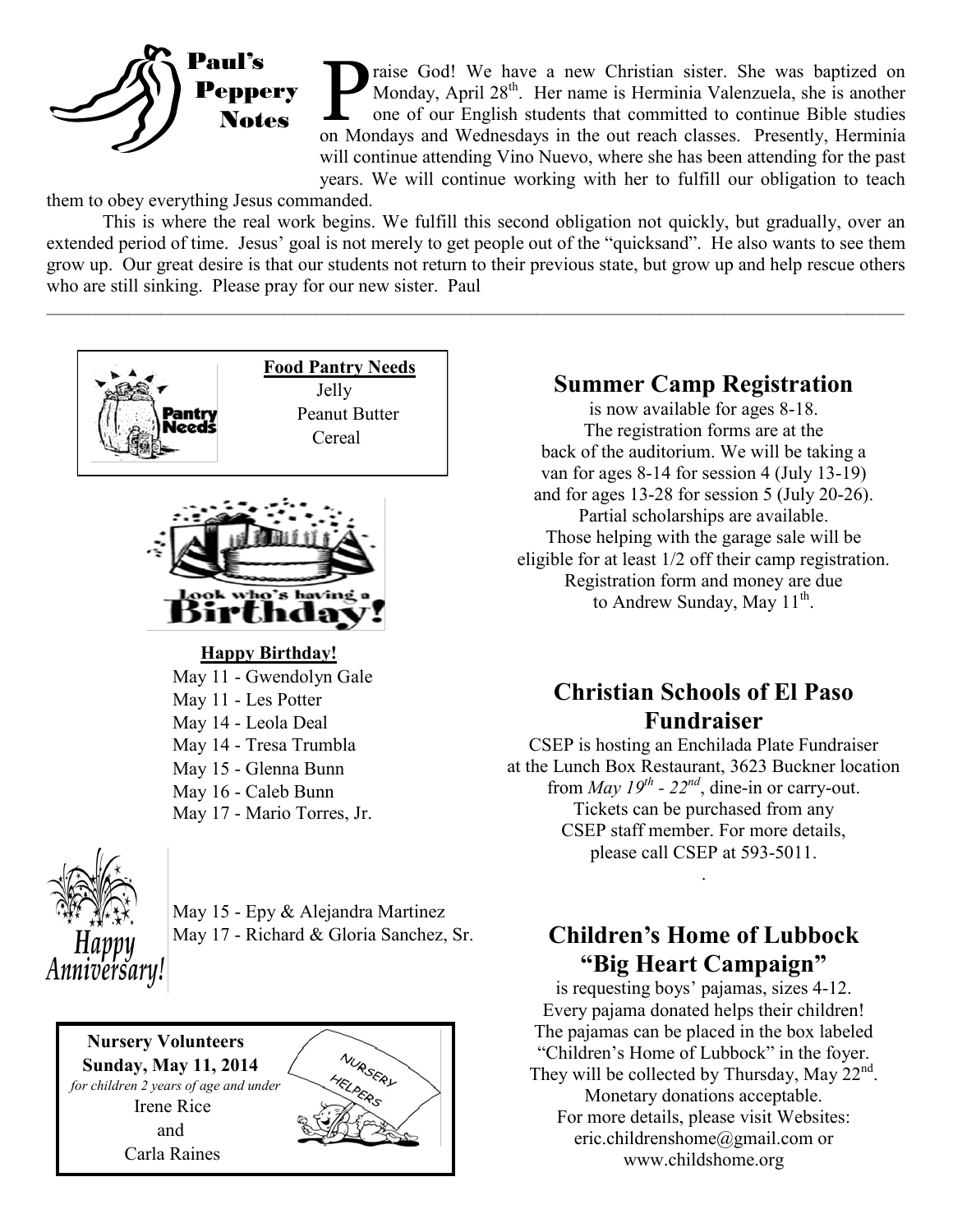## Paul's Peppery Notes

Praise God! We have a new Christian sister. She was baptized on Monday, April 28th. Her name is Herminia Valenzuela, she is another one of our English students that committed to continue Bible studies on Mondays and Wednesdays in the out reach classes. Presently, Herminia will continue attending Vino Nuevo, where she has been attending for the past years. We will continue working with her to fulfill our obligation to teach them to obey everything Jesus commanded.

This is where the real work begins. We fulfill this second obligation not quickly, but gradually, over an extended period of time. Jesus' goal is not merely to get people out of the "quicksand". He also wants to see them grow up. Our great desire is that our students not return to their previous state, but grow up and help rescue others who are still sinking. Please pray for our new sister. Paul

---

**Food Pantry Needs**

Jelly
Peanut Butter
Cereal

**Happy Birthday!**

May 11 - Gwendolyn Gale
May 11 - Les Potter
May 14 - Leola Deal
May 14 - Tresa Trumbla
May 15 - Glenna Bunn
May 16 - Caleb Bunn
May 17 - Mario Torres, Jr.

**Happy Anniversary!**

May 15 - Epy & Alejandra Martinez
May 17 - Richard & Gloria Sanchez, Sr.

**Nursery Volunteers**
**Sunday, May 11, 2014**
*for children 2 years of age and under*
Irene Rice
and
Carla Raines

## Summer Camp Registration

is now available for ages 8-18. The registration forms are at the back of the auditorium. We will be taking a van for ages 8-14 for session 4 (July 13-19) and for ages 13-28 for session 5 (July 20-26). Partial scholarships are available. Those helping with the garage sale will be eligible for at least 1/2 off their camp registration. Registration form and money are due to Andrew Sunday, May 11th.

## Christian Schools of El Paso Fundraiser

CSEP is hosting an Enchilada Plate Fundraiser at the Lunch Box Restaurant, 3623 Buckner location from *May 19th - 22nd*, dine-in or carry-out. Tickets can be purchased from any CSEP staff member. For more details, please call CSEP at 593-5011.

## Children's Home of Lubbock "Big Heart Campaign"

is requesting boys' pajamas, sizes 4-12. Every pajama donated helps their children! The pajamas can be placed in the box labeled "Children's Home of Lubbock" in the foyer. They will be collected by Thursday, May 22nd. Monetary donations acceptable. For more details, please visit Websites: eric.childrenshome@gmail.com or www.childshome.org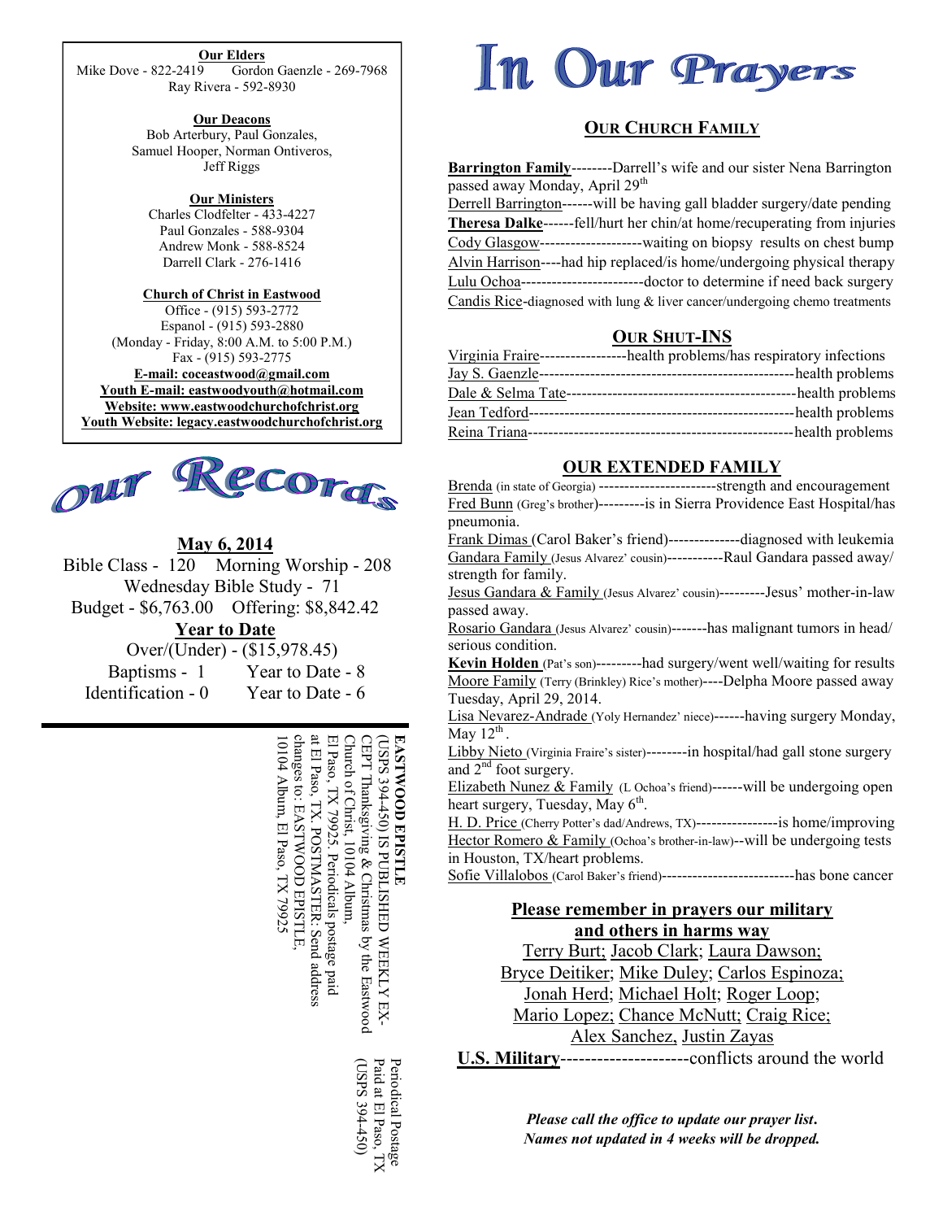**Our Elders**

Mike Dove - 822-2419 Gordon Gaenzle - 269-7968
Ray Rivera - 592-8930

**Our Deacons**

Bob Arterbury, Paul Gonzales,
Samuel Hooper, Norman Ontiveros,
Jeff Riggs

**Our Ministers**

Charles Clodfelter - 433-4227
Paul Gonzales - 588-9304
Andrew Monk - 588-8524
Darrell Clark - 276-1416

**Church of Christ in Eastwood**

Office - (915) 593-2772
Espanol - (915) 593-2880
(Monday - Friday, 8:00 A.M. to 5:00 P.M.)
Fax - (915) 593-2775
**E-mail: coceastwood@gmail.com**
**Youth E-mail: eastwoodyouth@hotmail.com**
**Website: www.eastwoodchurchofchrist.org**
**Youth Website: legacy.eastwoodchurchofchrist.org**

# Our Records

**May 6, 2014**

Bible Class - 120 Morning Worship - 208
Wednesday Bible Study - 71
Budget - $6,763.00 Offering: $8,842.42

**Year to Date**

Over/(Under) - ($15,978.45)
Baptisms - 1 Year to Date - 8
Identification - 0 Year to Date - 6

**EASTWOOD EPISTLE** (USPS 394-450) IS PUBLISHED WEEKLY EXCEPT Thanksgiving & Christmas by the Eastwood Church of Christ, 10104 Album, El Paso, TX 79925. Periodicals postage paid at El Paso, TX. POSTMASTER: Send address changes to: EASTWOOD EPISTLE, 10104 Album, El Paso, TX 79925

Periodical Postage
Paid at El Paso, TX
(USPS 394-450)

# In Our Prayers

## Our Church Family

**Barrington Family**--------Darrell's wife and our sister Nena Barrington passed away Monday, April 29th
Derrell Barrington------will be having gall bladder surgery/date pending
**Theresa Dalke**------fell/hurt her chin/at home/recuperating from injuries
Cody Glasgow--------------------waiting on biopsy results on chest bump
Alvin Harrison----had hip replaced/is home/undergoing physical therapy
Lulu Ochoa------------------------doctor to determine if need back surgery
Candis Rice-diagnosed with lung & liver cancer/undergoing chemo treatments

## Our Shut-Ins

Virginia Fraire-----------------health problems/has respiratory infections
Jay S. Gaenzle--------------------------------------------------health problems
Dale & Selma Tate--------------------------------------------health problems
Jean Tedford----------------------------------------------------health problems
Reina Triana-----------------------------------------------------health problems

## OUR EXTENDED FAMILY

Brenda (in state of Georgia) -----------------------strength and encouragement
Fred Bunn (Greg's brother)---------is in Sierra Providence East Hospital/has pneumonia.
Frank Dimas (Carol Baker's friend)--------------diagnosed with leukemia
Gandara Family (Jesus Alvarez' cousin)-----------Raul Gandara passed away/strength for family.
Jesus Gandara & Family (Jesus Alvarez' cousin)---------Jesus' mother-in-law passed away.
Rosario Gandara (Jesus Alvarez' cousin)-------has malignant tumors in head/serious condition.
**Kevin Holden** (Pat's son)---------had surgery/went well/waiting for results
Moore Family (Terry (Brinkley) Rice's mother)----Delpha Moore passed away Tuesday, April 29, 2014.
Lisa Nevarez-Andrade (Yoly Hernandez' niece)------having surgery Monday, May 12th.
Libby Nieto (Virginia Fraire's sister)--------in hospital/had gall stone surgery and 2nd foot surgery.
Elizabeth Nunez & Family (L Ochoa's friend)------will be undergoing open heart surgery, Tuesday, May 6th.
H. D. Price (Cherry Potter's dad/Andrews, TX)----------------is home/improving
Hector Romero & Family (Ochoa's brother-in-law)--will be undergoing tests in Houston, TX/heart problems.
Sofie Villalobos (Carol Baker's friend)--------------------------has bone cancer

**Please remember in prayers our military and others in harms way**

Terry Burt; Jacob Clark; Laura Dawson;
Bryce Deitiker; Mike Duley; Carlos Espinoza;
Jonah Herd; Michael Holt; Roger Loop;
Mario Lopez; Chance McNutt; Craig Rice;
Alex Sanchez, Justin Zayas

**U.S. Military**---------------------conflicts around the world

***Please call the office to update our prayer list. Names not updated in 4 weeks will be dropped.***